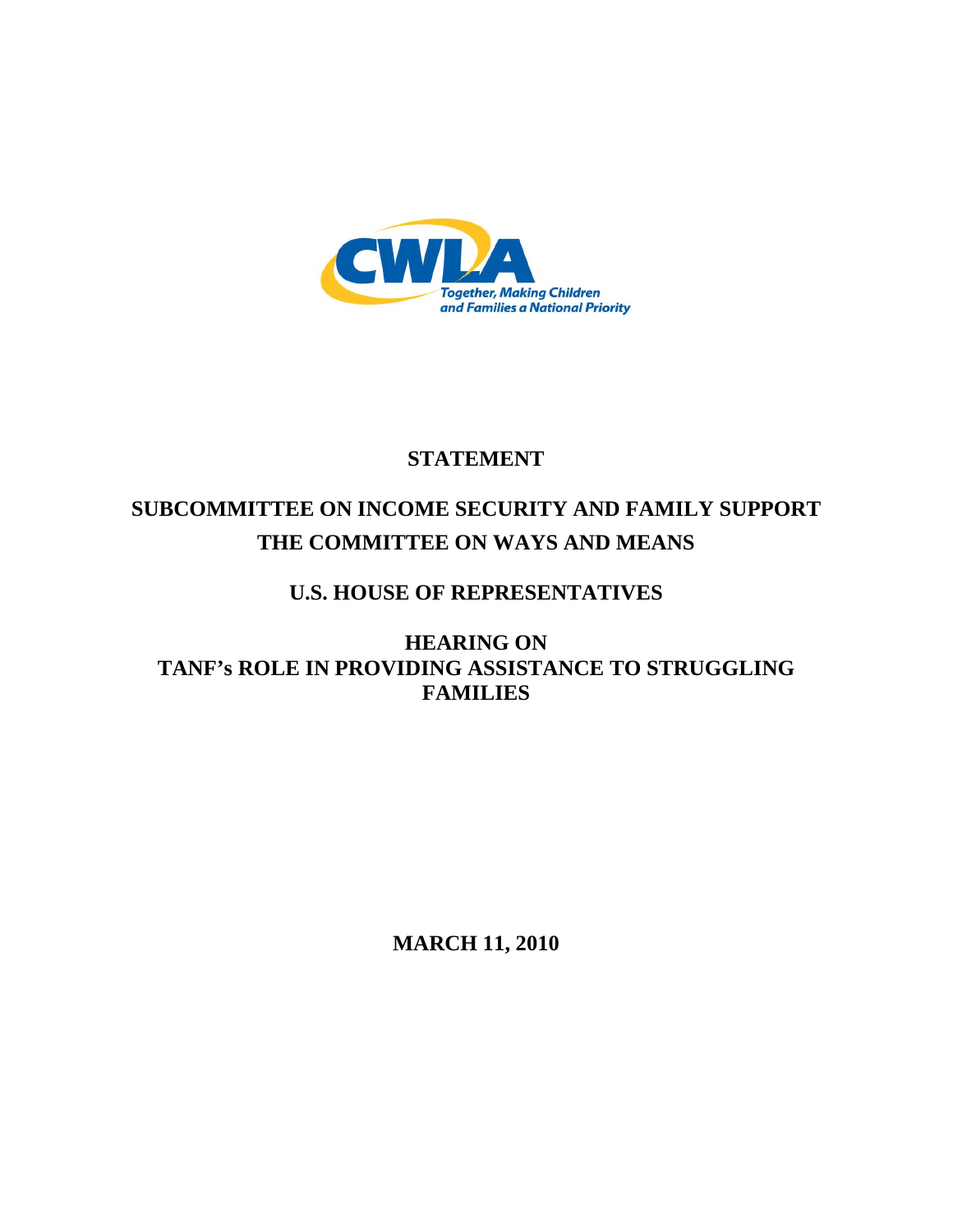CWLA

*Together, Making Children and Families a National Priority*

# STATEMENT

## SUBCOMMITTEE ON INCOME SECURITY AND FAMILY SUPPORT
## THE COMMITTEE ON WAYS AND MEANS

## U.S. HOUSE OF REPRESENTATIVES

## HEARING ON
## TANF's ROLE IN PROVIDING ASSISTANCE TO STRUGGLING FAMILIES

**MARCH 11, 2010**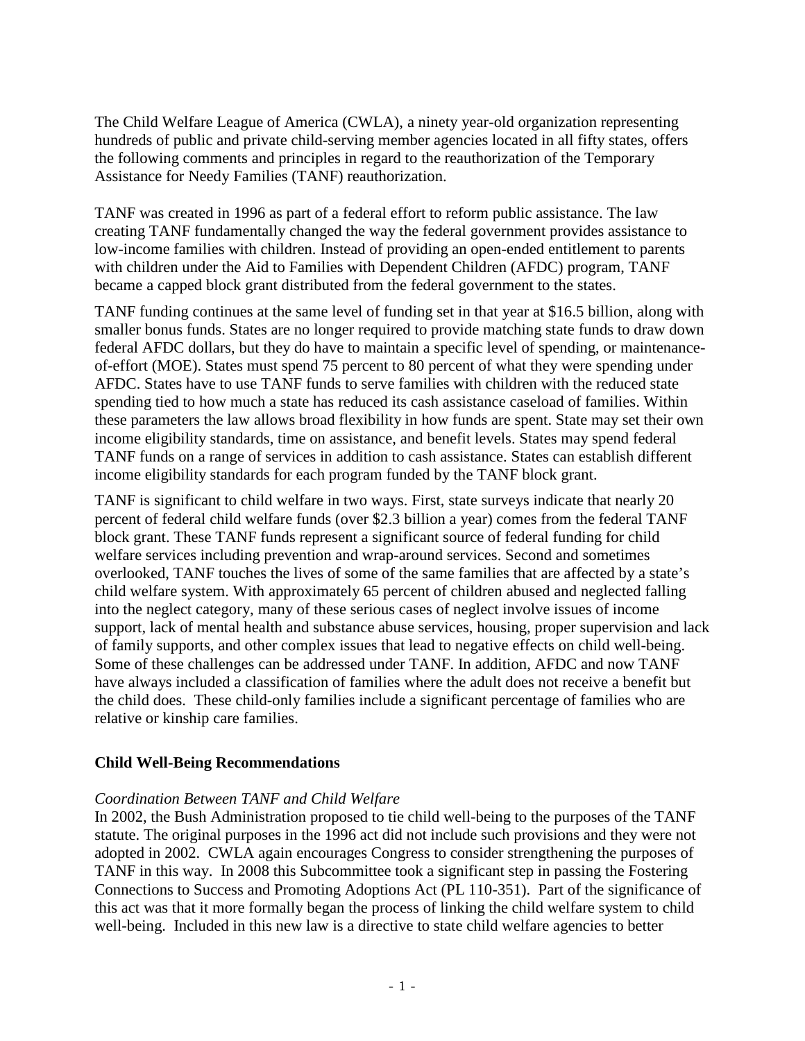The Child Welfare League of America (CWLA), a ninety year-old organization representing hundreds of public and private child-serving member agencies located in all fifty states, offers the following comments and principles in regard to the reauthorization of the Temporary Assistance for Needy Families (TANF) reauthorization.

TANF was created in 1996 as part of a federal effort to reform public assistance. The law creating TANF fundamentally changed the way the federal government provides assistance to low-income families with children. Instead of providing an open-ended entitlement to parents with children under the Aid to Families with Dependent Children (AFDC) program, TANF became a capped block grant distributed from the federal government to the states.

TANF funding continues at the same level of funding set in that year at $16.5 billion, along with smaller bonus funds. States are no longer required to provide matching state funds to draw down federal AFDC dollars, but they do have to maintain a specific level of spending, or maintenance-of-effort (MOE). States must spend 75 percent to 80 percent of what they were spending under AFDC. States have to use TANF funds to serve families with children with the reduced state spending tied to how much a state has reduced its cash assistance caseload of families. Within these parameters the law allows broad flexibility in how funds are spent. State may set their own income eligibility standards, time on assistance, and benefit levels. States may spend federal TANF funds on a range of services in addition to cash assistance. States can establish different income eligibility standards for each program funded by the TANF block grant.

TANF is significant to child welfare in two ways. First, state surveys indicate that nearly 20 percent of federal child welfare funds (over $2.3 billion a year) comes from the federal TANF block grant. These TANF funds represent a significant source of federal funding for child welfare services including prevention and wrap-around services. Second and sometimes overlooked, TANF touches the lives of some of the same families that are affected by a state's child welfare system. With approximately 65 percent of children abused and neglected falling into the neglect category, many of these serious cases of neglect involve issues of income support, lack of mental health and substance abuse services, housing, proper supervision and lack of family supports, and other complex issues that lead to negative effects on child well-being. Some of these challenges can be addressed under TANF. In addition, AFDC and now TANF have always included a classification of families where the adult does not receive a benefit but the child does. These child-only families include a significant percentage of families who are relative or kinship care families.

## Child Well-Being Recommendations

*Coordination Between TANF and Child Welfare*

In 2002, the Bush Administration proposed to tie child well-being to the purposes of the TANF statute. The original purposes in the 1996 act did not include such provisions and they were not adopted in 2002. CWLA again encourages Congress to consider strengthening the purposes of TANF in this way. In 2008 this Subcommittee took a significant step in passing the Fostering Connections to Success and Promoting Adoptions Act (PL 110-351). Part of the significance of this act was that it more formally began the process of linking the child welfare system to child well-being. Included in this new law is a directive to state child welfare agencies to better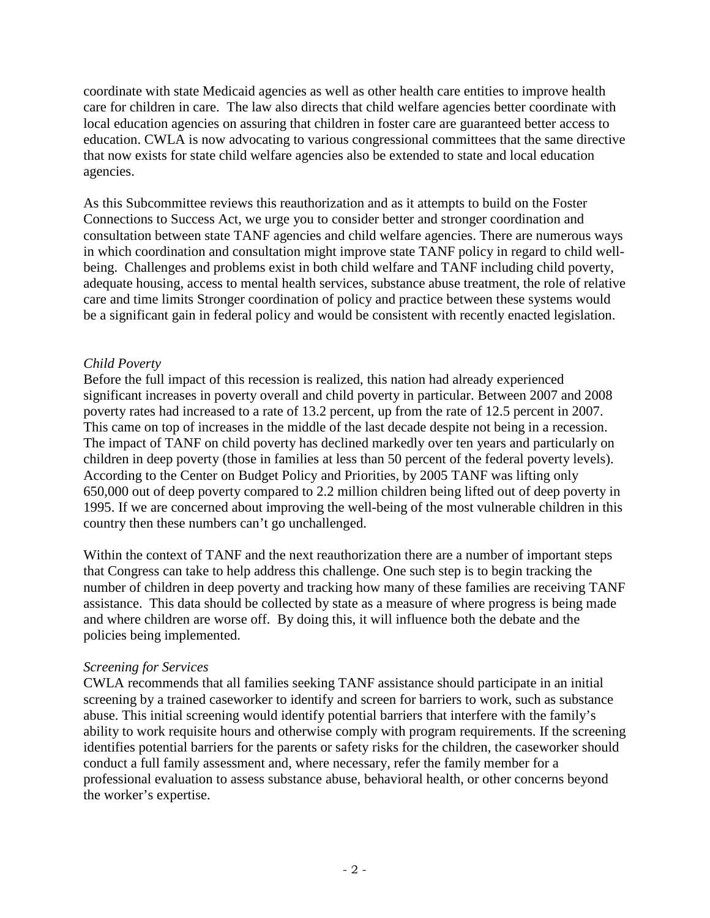coordinate with state Medicaid agencies as well as other health care entities to improve health care for children in care. The law also directs that child welfare agencies better coordinate with local education agencies on assuring that children in foster care are guaranteed better access to education. CWLA is now advocating to various congressional committees that the same directive that now exists for state child welfare agencies also be extended to state and local education agencies.

As this Subcommittee reviews this reauthorization and as it attempts to build on the Foster Connections to Success Act, we urge you to consider better and stronger coordination and consultation between state TANF agencies and child welfare agencies. There are numerous ways in which coordination and consultation might improve state TANF policy in regard to child well-being. Challenges and problems exist in both child welfare and TANF including child poverty, adequate housing, access to mental health services, substance abuse treatment, the role of relative care and time limits Stronger coordination of policy and practice between these systems would be a significant gain in federal policy and would be consistent with recently enacted legislation.

*Child Poverty*

Before the full impact of this recession is realized, this nation had already experienced significant increases in poverty overall and child poverty in particular. Between 2007 and 2008 poverty rates had increased to a rate of 13.2 percent, up from the rate of 12.5 percent in 2007. This came on top of increases in the middle of the last decade despite not being in a recession. The impact of TANF on child poverty has declined markedly over ten years and particularly on children in deep poverty (those in families at less than 50 percent of the federal poverty levels). According to the Center on Budget Policy and Priorities, by 2005 TANF was lifting only 650,000 out of deep poverty compared to 2.2 million children being lifted out of deep poverty in 1995. If we are concerned about improving the well-being of the most vulnerable children in this country then these numbers can't go unchallenged.

Within the context of TANF and the next reauthorization there are a number of important steps that Congress can take to help address this challenge. One such step is to begin tracking the number of children in deep poverty and tracking how many of these families are receiving TANF assistance. This data should be collected by state as a measure of where progress is being made and where children are worse off. By doing this, it will influence both the debate and the policies being implemented.

*Screening for Services*

CWLA recommends that all families seeking TANF assistance should participate in an initial screening by a trained caseworker to identify and screen for barriers to work, such as substance abuse. This initial screening would identify potential barriers that interfere with the family's ability to work requisite hours and otherwise comply with program requirements. If the screening identifies potential barriers for the parents or safety risks for the children, the caseworker should conduct a full family assessment and, where necessary, refer the family member for a professional evaluation to assess substance abuse, behavioral health, or other concerns beyond the worker's expertise.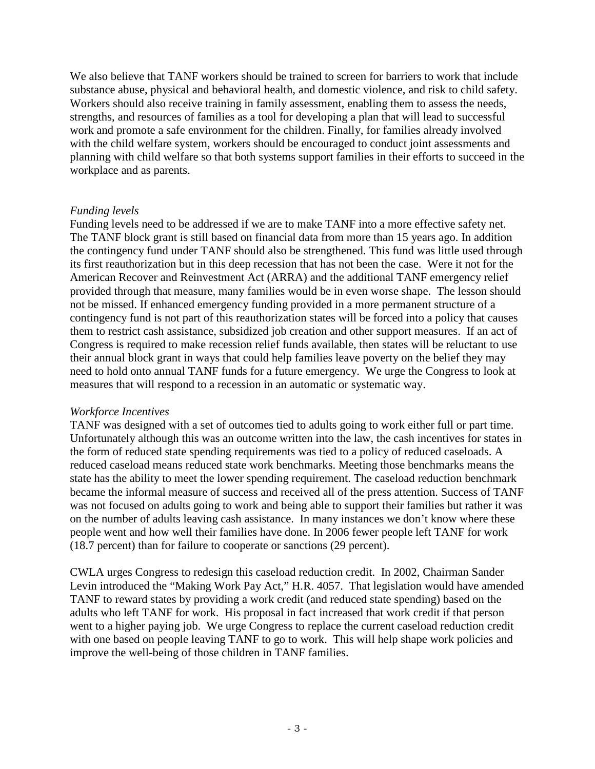We also believe that TANF workers should be trained to screen for barriers to work that include substance abuse, physical and behavioral health, and domestic violence, and risk to child safety. Workers should also receive training in family assessment, enabling them to assess the needs, strengths, and resources of families as a tool for developing a plan that will lead to successful work and promote a safe environment for the children. Finally, for families already involved with the child welfare system, workers should be encouraged to conduct joint assessments and planning with child welfare so that both systems support families in their efforts to succeed in the workplace and as parents.

*Funding levels*

Funding levels need to be addressed if we are to make TANF into a more effective safety net. The TANF block grant is still based on financial data from more than 15 years ago. In addition the contingency fund under TANF should also be strengthened. This fund was little used through its first reauthorization but in this deep recession that has not been the case. Were it not for the American Recover and Reinvestment Act (ARRA) and the additional TANF emergency relief provided through that measure, many families would be in even worse shape. The lesson should not be missed. If enhanced emergency funding provided in a more permanent structure of a contingency fund is not part of this reauthorization states will be forced into a policy that causes them to restrict cash assistance, subsidized job creation and other support measures. If an act of Congress is required to make recession relief funds available, then states will be reluctant to use their annual block grant in ways that could help families leave poverty on the belief they may need to hold onto annual TANF funds for a future emergency. We urge the Congress to look at measures that will respond to a recession in an automatic or systematic way.

*Workforce Incentives*

TANF was designed with a set of outcomes tied to adults going to work either full or part time. Unfortunately although this was an outcome written into the law, the cash incentives for states in the form of reduced state spending requirements was tied to a policy of reduced caseloads. A reduced caseload means reduced state work benchmarks. Meeting those benchmarks means the state has the ability to meet the lower spending requirement. The caseload reduction benchmark became the informal measure of success and received all of the press attention. Success of TANF was not focused on adults going to work and being able to support their families but rather it was on the number of adults leaving cash assistance. In many instances we don't know where these people went and how well their families have done. In 2006 fewer people left TANF for work (18.7 percent) than for failure to cooperate or sanctions (29 percent).

CWLA urges Congress to redesign this caseload reduction credit. In 2002, Chairman Sander Levin introduced the "Making Work Pay Act," H.R. 4057. That legislation would have amended TANF to reward states by providing a work credit (and reduced state spending) based on the adults who left TANF for work. His proposal in fact increased that work credit if that person went to a higher paying job. We urge Congress to replace the current caseload reduction credit with one based on people leaving TANF to go to work. This will help shape work policies and improve the well-being of those children in TANF families.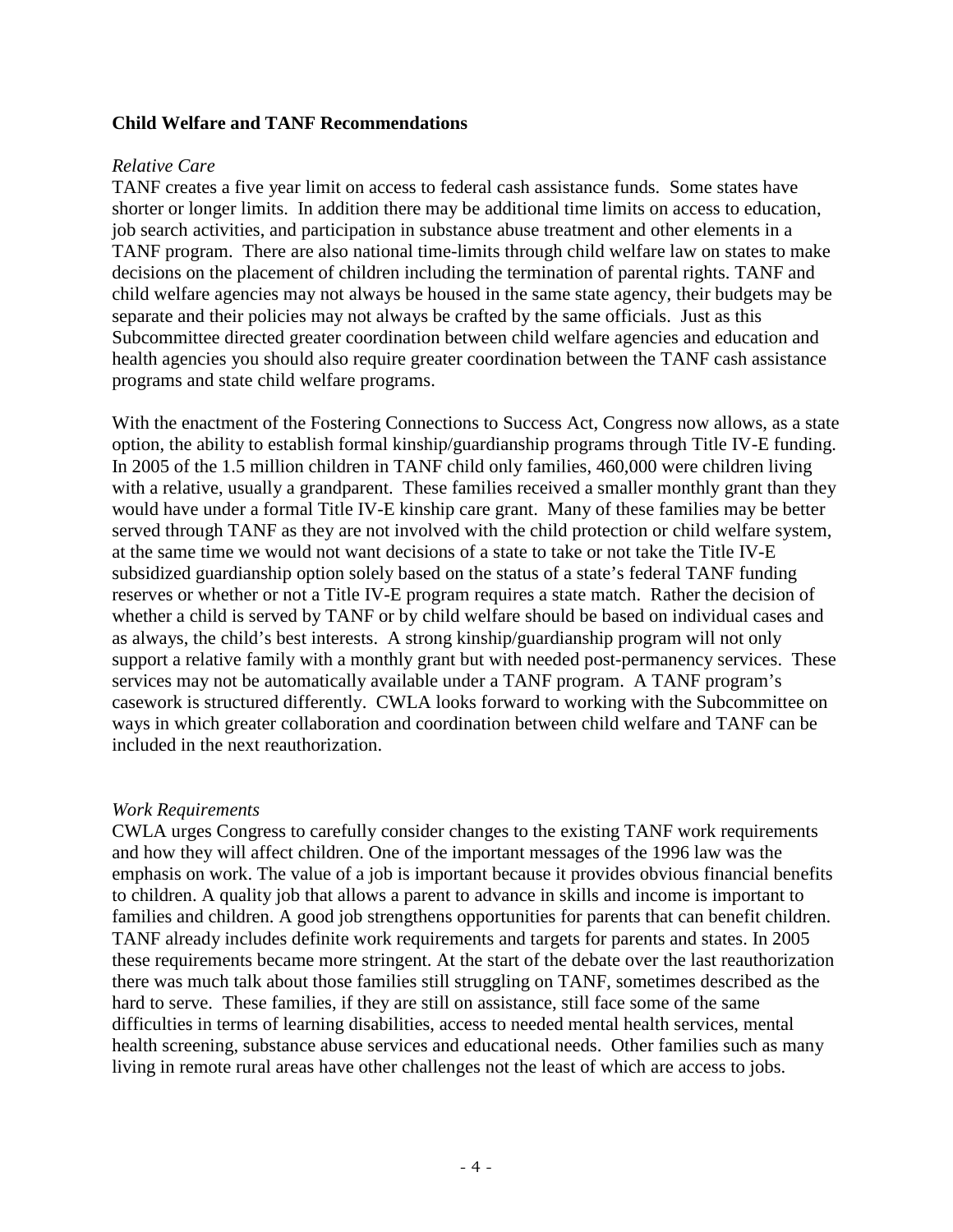## Child Welfare and TANF Recommendations

*Relative Care*

TANF creates a five year limit on access to federal cash assistance funds. Some states have shorter or longer limits. In addition there may be additional time limits on access to education, job search activities, and participation in substance abuse treatment and other elements in a TANF program. There are also national time-limits through child welfare law on states to make decisions on the placement of children including the termination of parental rights. TANF and child welfare agencies may not always be housed in the same state agency, their budgets may be separate and their policies may not always be crafted by the same officials. Just as this Subcommittee directed greater coordination between child welfare agencies and education and health agencies you should also require greater coordination between the TANF cash assistance programs and state child welfare programs.

With the enactment of the Fostering Connections to Success Act, Congress now allows, as a state option, the ability to establish formal kinship/guardianship programs through Title IV-E funding. In 2005 of the 1.5 million children in TANF child only families, 460,000 were children living with a relative, usually a grandparent. These families received a smaller monthly grant than they would have under a formal Title IV-E kinship care grant. Many of these families may be better served through TANF as they are not involved with the child protection or child welfare system, at the same time we would not want decisions of a state to take or not take the Title IV-E subsidized guardianship option solely based on the status of a state's federal TANF funding reserves or whether or not a Title IV-E program requires a state match. Rather the decision of whether a child is served by TANF or by child welfare should be based on individual cases and as always, the child's best interests. A strong kinship/guardianship program will not only support a relative family with a monthly grant but with needed post-permanency services. These services may not be automatically available under a TANF program. A TANF program's casework is structured differently. CWLA looks forward to working with the Subcommittee on ways in which greater collaboration and coordination between child welfare and TANF can be included in the next reauthorization.

*Work Requirements*

CWLA urges Congress to carefully consider changes to the existing TANF work requirements and how they will affect children. One of the important messages of the 1996 law was the emphasis on work. The value of a job is important because it provides obvious financial benefits to children. A quality job that allows a parent to advance in skills and income is important to families and children. A good job strengthens opportunities for parents that can benefit children. TANF already includes definite work requirements and targets for parents and states. In 2005 these requirements became more stringent. At the start of the debate over the last reauthorization there was much talk about those families still struggling on TANF, sometimes described as the hard to serve. These families, if they are still on assistance, still face some of the same difficulties in terms of learning disabilities, access to needed mental health services, mental health screening, substance abuse services and educational needs. Other families such as many living in remote rural areas have other challenges not the least of which are access to jobs.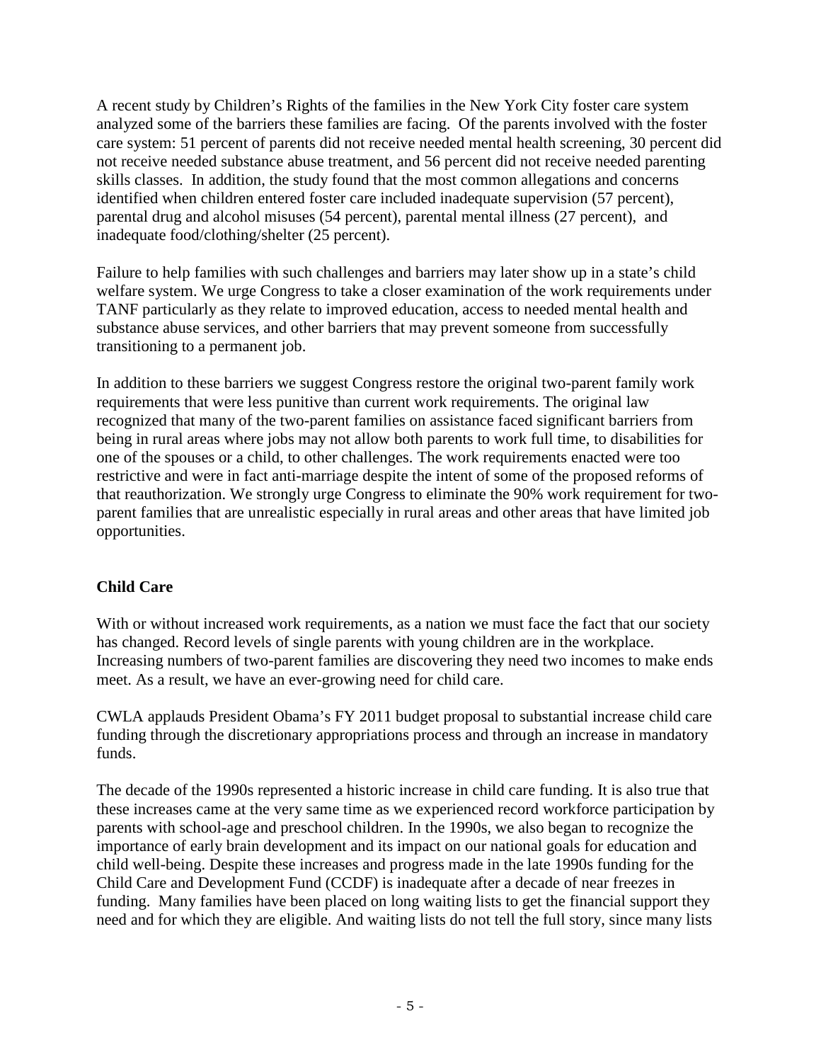A recent study by Children's Rights of the families in the New York City foster care system analyzed some of the barriers these families are facing. Of the parents involved with the foster care system: 51 percent of parents did not receive needed mental health screening, 30 percent did not receive needed substance abuse treatment, and 56 percent did not receive needed parenting skills classes. In addition, the study found that the most common allegations and concerns identified when children entered foster care included inadequate supervision (57 percent), parental drug and alcohol misuses (54 percent), parental mental illness (27 percent), and inadequate food/clothing/shelter (25 percent).

Failure to help families with such challenges and barriers may later show up in a state's child welfare system. We urge Congress to take a closer examination of the work requirements under TANF particularly as they relate to improved education, access to needed mental health and substance abuse services, and other barriers that may prevent someone from successfully transitioning to a permanent job.

In addition to these barriers we suggest Congress restore the original two-parent family work requirements that were less punitive than current work requirements. The original law recognized that many of the two-parent families on assistance faced significant barriers from being in rural areas where jobs may not allow both parents to work full time, to disabilities for one of the spouses or a child, to other challenges. The work requirements enacted were too restrictive and were in fact anti-marriage despite the intent of some of the proposed reforms of that reauthorization. We strongly urge Congress to eliminate the 90% work requirement for two-parent families that are unrealistic especially in rural areas and other areas that have limited job opportunities.

**Child Care**

With or without increased work requirements, as a nation we must face the fact that our society has changed. Record levels of single parents with young children are in the workplace. Increasing numbers of two-parent families are discovering they need two incomes to make ends meet. As a result, we have an ever-growing need for child care.

CWLA applauds President Obama's FY 2011 budget proposal to substantial increase child care funding through the discretionary appropriations process and through an increase in mandatory funds.

The decade of the 1990s represented a historic increase in child care funding. It is also true that these increases came at the very same time as we experienced record workforce participation by parents with school-age and preschool children. In the 1990s, we also began to recognize the importance of early brain development and its impact on our national goals for education and child well-being. Despite these increases and progress made in the late 1990s funding for the Child Care and Development Fund (CCDF) is inadequate after a decade of near freezes in funding. Many families have been placed on long waiting lists to get the financial support they need and for which they are eligible. And waiting lists do not tell the full story, since many lists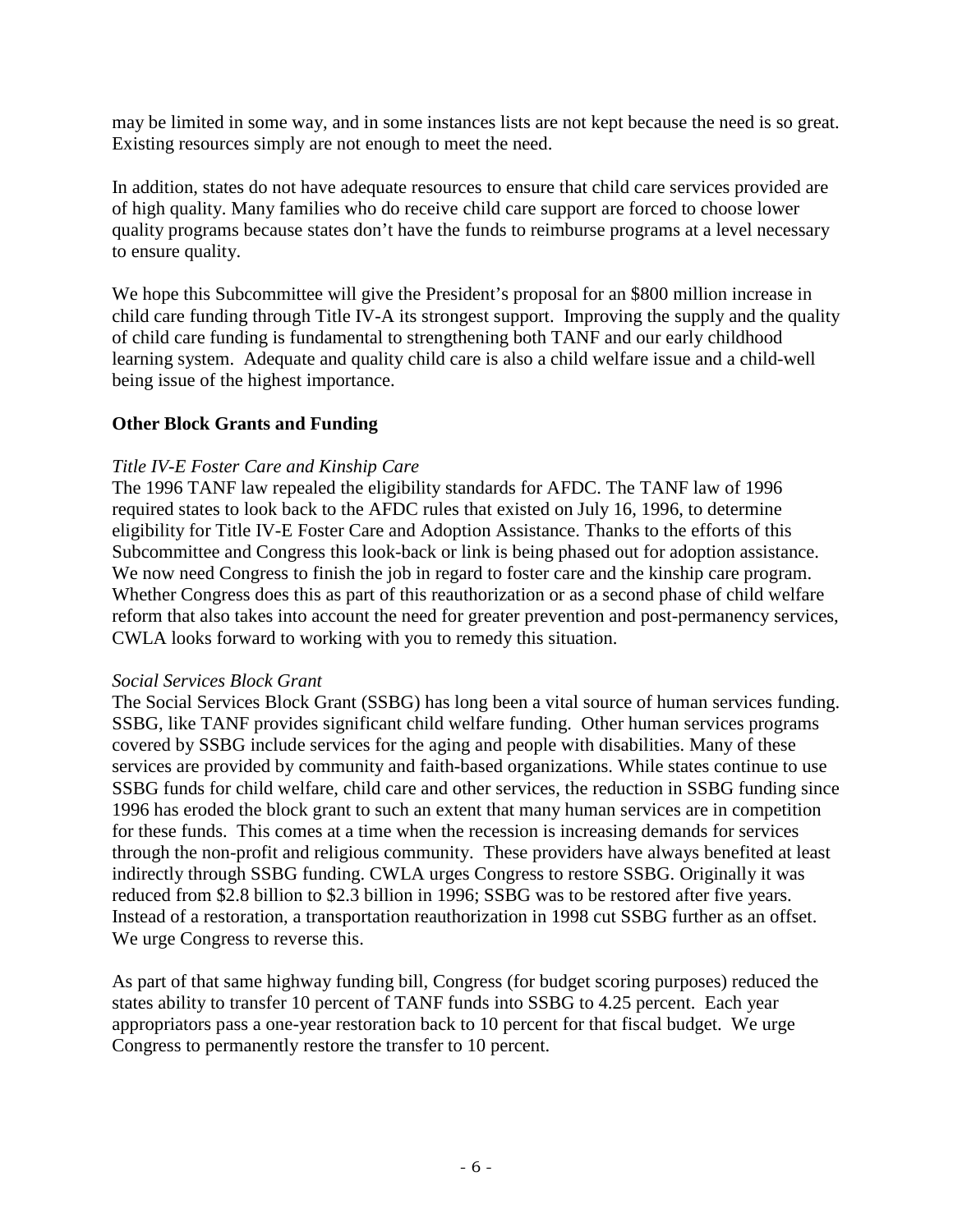may be limited in some way, and in some instances lists are not kept because the need is so great. Existing resources simply are not enough to meet the need.

In addition, states do not have adequate resources to ensure that child care services provided are of high quality. Many families who do receive child care support are forced to choose lower quality programs because states don't have the funds to reimburse programs at a level necessary to ensure quality.

We hope this Subcommittee will give the President's proposal for an $800 million increase in child care funding through Title IV-A its strongest support. Improving the supply and the quality of child care funding is fundamental to strengthening both TANF and our early childhood learning system. Adequate and quality child care is also a child welfare issue and a child-well being issue of the highest importance.

**Other Block Grants and Funding**

*Title IV-E Foster Care and Kinship Care*

The 1996 TANF law repealed the eligibility standards for AFDC. The TANF law of 1996 required states to look back to the AFDC rules that existed on July 16, 1996, to determine eligibility for Title IV-E Foster Care and Adoption Assistance. Thanks to the efforts of this Subcommittee and Congress this look-back or link is being phased out for adoption assistance. We now need Congress to finish the job in regard to foster care and the kinship care program. Whether Congress does this as part of this reauthorization or as a second phase of child welfare reform that also takes into account the need for greater prevention and post-permanency services, CWLA looks forward to working with you to remedy this situation.

*Social Services Block Grant*

The Social Services Block Grant (SSBG) has long been a vital source of human services funding. SSBG, like TANF provides significant child welfare funding. Other human services programs covered by SSBG include services for the aging and people with disabilities. Many of these services are provided by community and faith-based organizations. While states continue to use SSBG funds for child welfare, child care and other services, the reduction in SSBG funding since 1996 has eroded the block grant to such an extent that many human services are in competition for these funds. This comes at a time when the recession is increasing demands for services through the non-profit and religious community. These providers have always benefited at least indirectly through SSBG funding. CWLA urges Congress to restore SSBG. Originally it was reduced from $2.8 billion to $2.3 billion in 1996; SSBG was to be restored after five years. Instead of a restoration, a transportation reauthorization in 1998 cut SSBG further as an offset. We urge Congress to reverse this.

As part of that same highway funding bill, Congress (for budget scoring purposes) reduced the states ability to transfer 10 percent of TANF funds into SSBG to 4.25 percent. Each year appropriators pass a one-year restoration back to 10 percent for that fiscal budget. We urge Congress to permanently restore the transfer to 10 percent.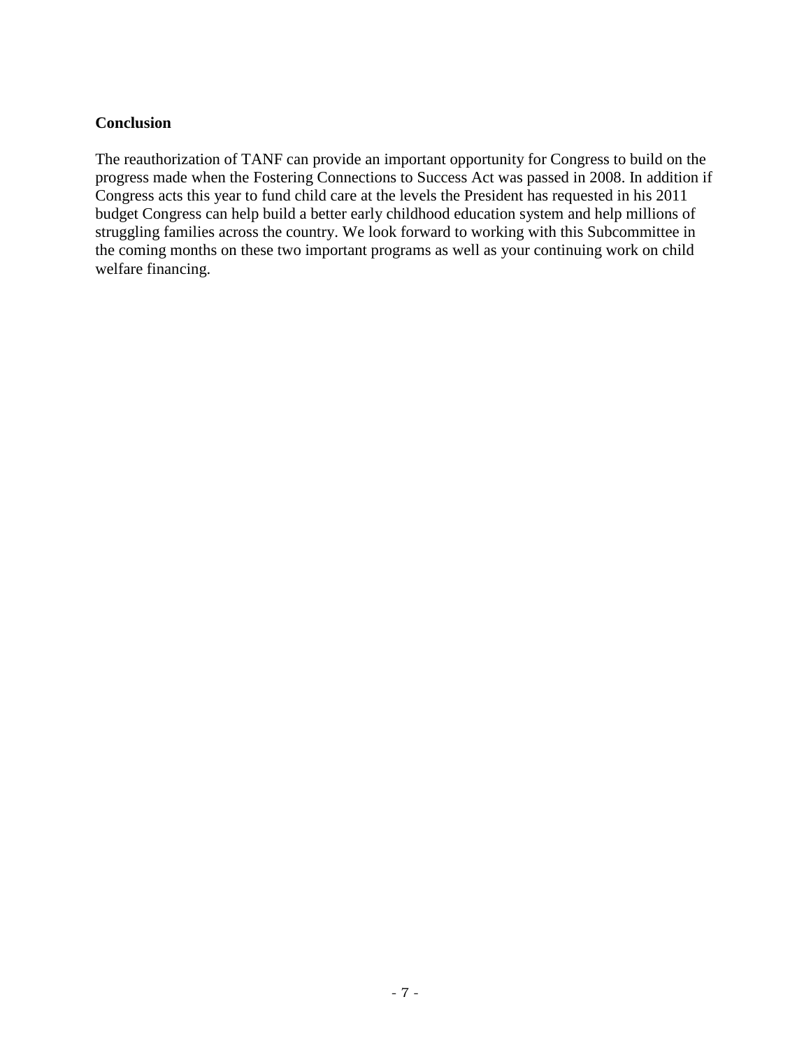**Conclusion**

The reauthorization of TANF can provide an important opportunity for Congress to build on the progress made when the Fostering Connections to Success Act was passed in 2008. In addition if Congress acts this year to fund child care at the levels the President has requested in his 2011 budget Congress can help build a better early childhood education system and help millions of struggling families across the country. We look forward to working with this Subcommittee in the coming months on these two important programs as well as your continuing work on child welfare financing.